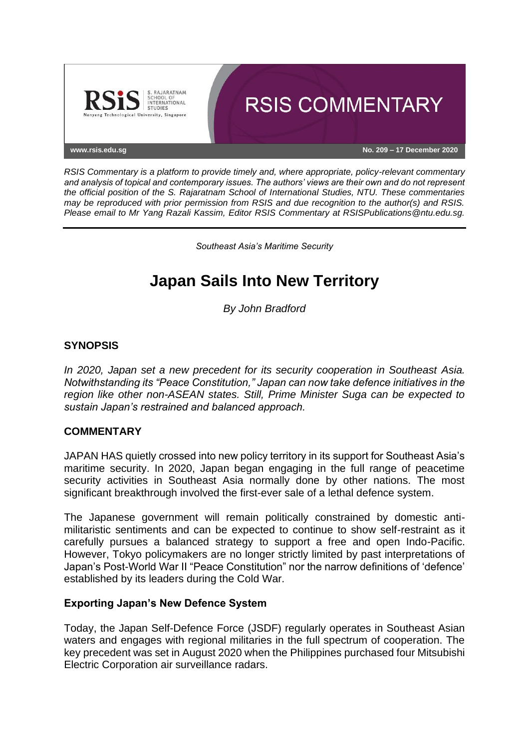# RSIS COMMENTARY

www.rsis.edu.sg

No. 209 – 17 December 2020

*RSIS Commentary is a platform to provide timely and, where appropriate, policy-relevant commentary and analysis of topical and contemporary issues. The authors' views are their own and do not represent the official position of the S. Rajaratnam School of International Studies, NTU. These commentaries may be reproduced with prior permission from RSIS and due recognition to the author(s) and RSIS. Please email to Mr Yang Razali Kassim, Editor RSIS Commentary at RSISPublications@ntu.edu.sg.*

*Southeast Asia's Maritime Security*

# Japan Sails Into New Territory

*By John Bradford*

## SYNOPSIS

*In 2020, Japan set a new precedent for its security cooperation in Southeast Asia. Notwithstanding its "Peace Constitution," Japan can now take defence initiatives in the region like other non-ASEAN states. Still, Prime Minister Suga can be expected to sustain Japan's restrained and balanced approach.*

## COMMENTARY

JAPAN HAS quietly crossed into new policy territory in its support for Southeast Asia's maritime security. In 2020, Japan began engaging in the full range of peacetime security activities in Southeast Asia normally done by other nations. The most significant breakthrough involved the first-ever sale of a lethal defence system.

The Japanese government will remain politically constrained by domestic anti-militaristic sentiments and can be expected to continue to show self-restraint as it carefully pursues a balanced strategy to support a free and open Indo-Pacific. However, Tokyo policymakers are no longer strictly limited by past interpretations of Japan's Post-World War II "Peace Constitution" nor the narrow definitions of 'defence' established by its leaders during the Cold War.

### Exporting Japan's New Defence System

Today, the Japan Self-Defence Force (JSDF) regularly operates in Southeast Asian waters and engages with regional militaries in the full spectrum of cooperation. The key precedent was set in August 2020 when the Philippines purchased four Mitsubishi Electric Corporation air surveillance radars.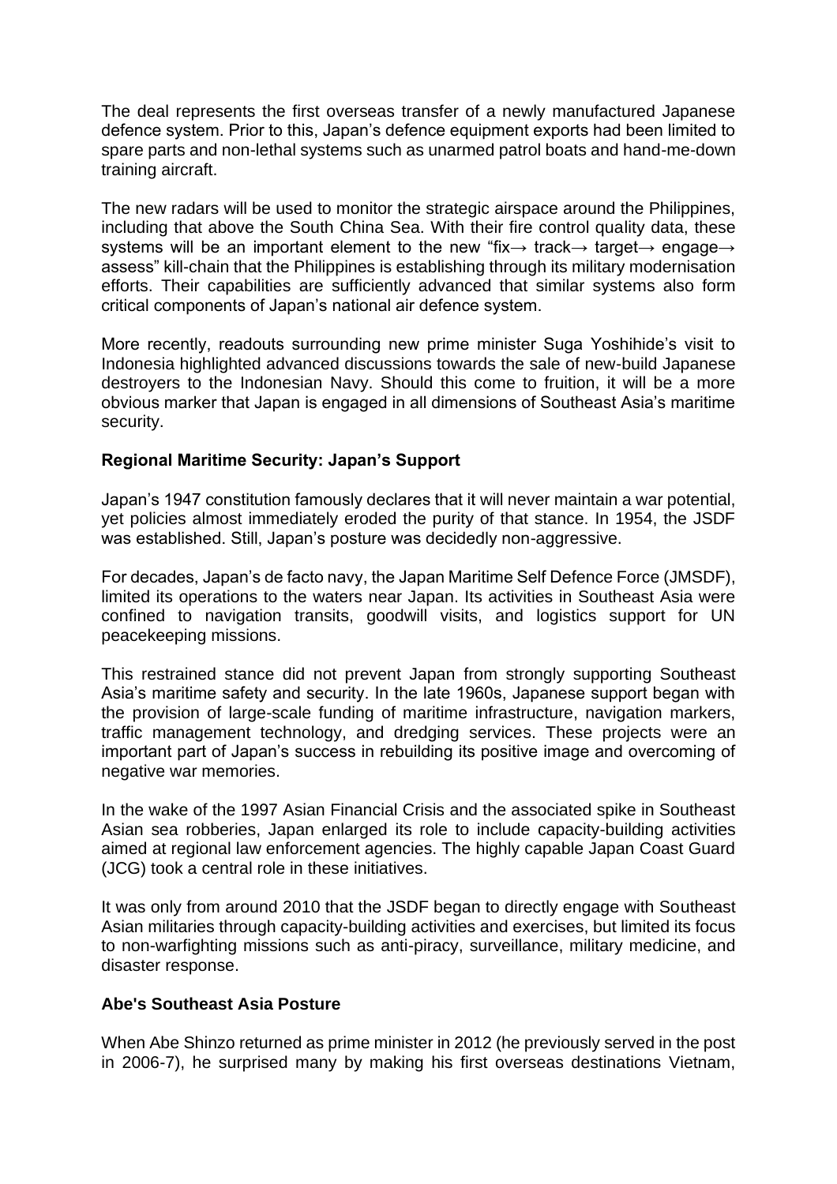The deal represents the first overseas transfer of a newly manufactured Japanese defence system. Prior to this, Japan's defence equipment exports had been limited to spare parts and non-lethal systems such as unarmed patrol boats and hand-me-down training aircraft.

The new radars will be used to monitor the strategic airspace around the Philippines, including that above the South China Sea. With their fire control quality data, these systems will be an important element to the new "fix→ track→ target→ engage→ assess" kill-chain that the Philippines is establishing through its military modernisation efforts. Their capabilities are sufficiently advanced that similar systems also form critical components of Japan's national air defence system.

More recently, readouts surrounding new prime minister Suga Yoshihide's visit to Indonesia highlighted advanced discussions towards the sale of new-build Japanese destroyers to the Indonesian Navy. Should this come to fruition, it will be a more obvious marker that Japan is engaged in all dimensions of Southeast Asia's maritime security.

**Regional Maritime Security: Japan's Support**

Japan's 1947 constitution famously declares that it will never maintain a war potential, yet policies almost immediately eroded the purity of that stance. In 1954, the JSDF was established. Still, Japan's posture was decidedly non-aggressive.

For decades, Japan's de facto navy, the Japan Maritime Self Defence Force (JMSDF), limited its operations to the waters near Japan. Its activities in Southeast Asia were confined to navigation transits, goodwill visits, and logistics support for UN peacekeeping missions.

This restrained stance did not prevent Japan from strongly supporting Southeast Asia's maritime safety and security. In the late 1960s, Japanese support began with the provision of large-scale funding of maritime infrastructure, navigation markers, traffic management technology, and dredging services. These projects were an important part of Japan's success in rebuilding its positive image and overcoming of negative war memories.

In the wake of the 1997 Asian Financial Crisis and the associated spike in Southeast Asian sea robberies, Japan enlarged its role to include capacity-building activities aimed at regional law enforcement agencies. The highly capable Japan Coast Guard (JCG) took a central role in these initiatives.

It was only from around 2010 that the JSDF began to directly engage with Southeast Asian militaries through capacity-building activities and exercises, but limited its focus to non-warfighting missions such as anti-piracy, surveillance, military medicine, and disaster response.

**Abe's Southeast Asia Posture**

When Abe Shinzo returned as prime minister in 2012 (he previously served in the post in 2006-7), he surprised many by making his first overseas destinations Vietnam,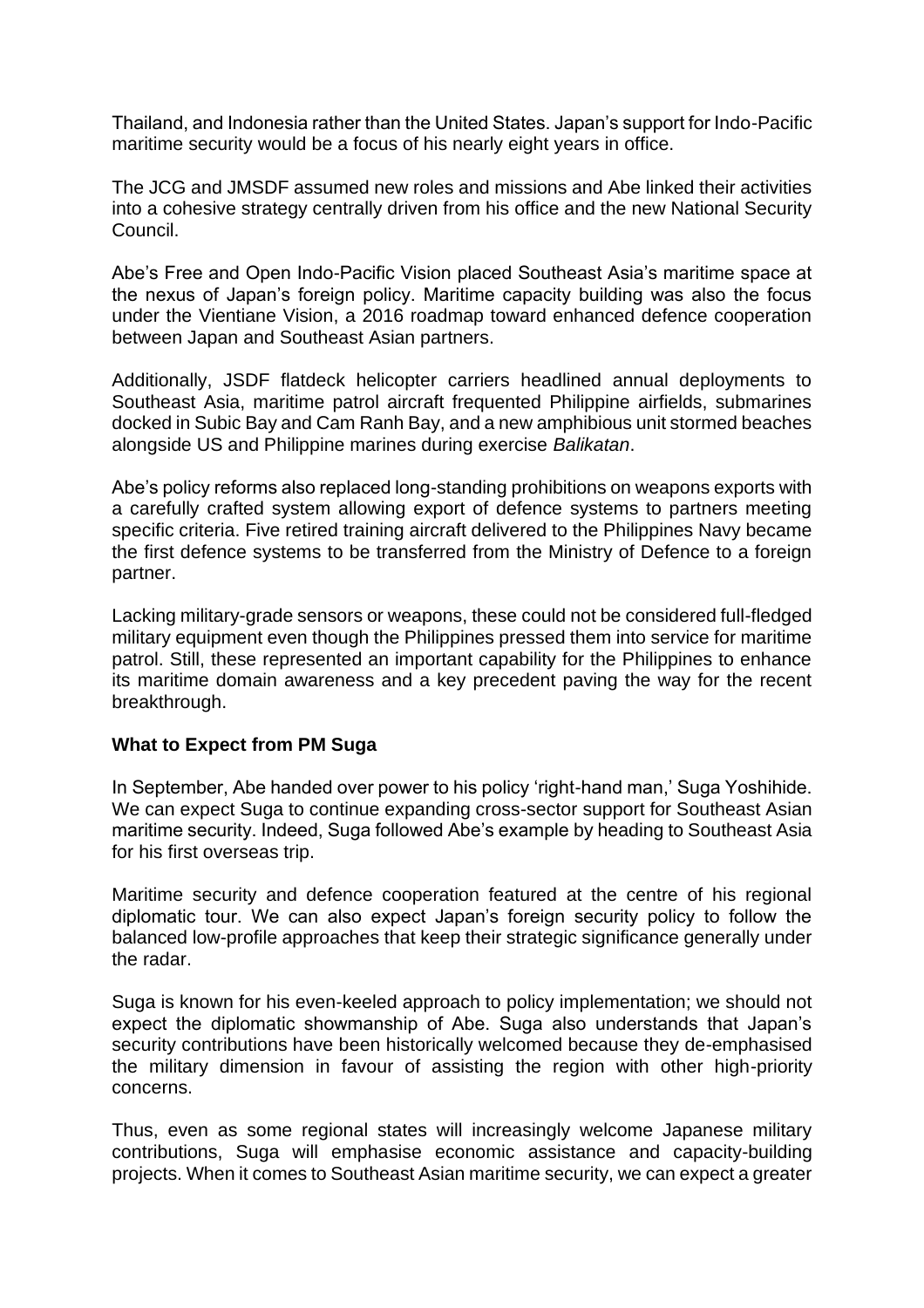Thailand, and Indonesia rather than the United States. Japan's support for Indo-Pacific maritime security would be a focus of his nearly eight years in office.

The JCG and JMSDF assumed new roles and missions and Abe linked their activities into a cohesive strategy centrally driven from his office and the new National Security Council.

Abe's Free and Open Indo-Pacific Vision placed Southeast Asia's maritime space at the nexus of Japan's foreign policy. Maritime capacity building was also the focus under the Vientiane Vision, a 2016 roadmap toward enhanced defence cooperation between Japan and Southeast Asian partners.

Additionally, JSDF flatdeck helicopter carriers headlined annual deployments to Southeast Asia, maritime patrol aircraft frequented Philippine airfields, submarines docked in Subic Bay and Cam Ranh Bay, and a new amphibious unit stormed beaches alongside US and Philippine marines during exercise *Balikatan*.

Abe's policy reforms also replaced long-standing prohibitions on weapons exports with a carefully crafted system allowing export of defence systems to partners meeting specific criteria. Five retired training aircraft delivered to the Philippines Navy became the first defence systems to be transferred from the Ministry of Defence to a foreign partner.

Lacking military-grade sensors or weapons, these could not be considered full-fledged military equipment even though the Philippines pressed them into service for maritime patrol. Still, these represented an important capability for the Philippines to enhance its maritime domain awareness and a key precedent paving the way for the recent breakthrough.

**What to Expect from PM Suga**

In September, Abe handed over power to his policy 'right-hand man,' Suga Yoshihide. We can expect Suga to continue expanding cross-sector support for Southeast Asian maritime security. Indeed, Suga followed Abe's example by heading to Southeast Asia for his first overseas trip.

Maritime security and defence cooperation featured at the centre of his regional diplomatic tour. We can also expect Japan's foreign security policy to follow the balanced low-profile approaches that keep their strategic significance generally under the radar.

Suga is known for his even-keeled approach to policy implementation; we should not expect the diplomatic showmanship of Abe. Suga also understands that Japan's security contributions have been historically welcomed because they de-emphasised the military dimension in favour of assisting the region with other high-priority concerns.

Thus, even as some regional states will increasingly welcome Japanese military contributions, Suga will emphasise economic assistance and capacity-building projects. When it comes to Southeast Asian maritime security, we can expect a greater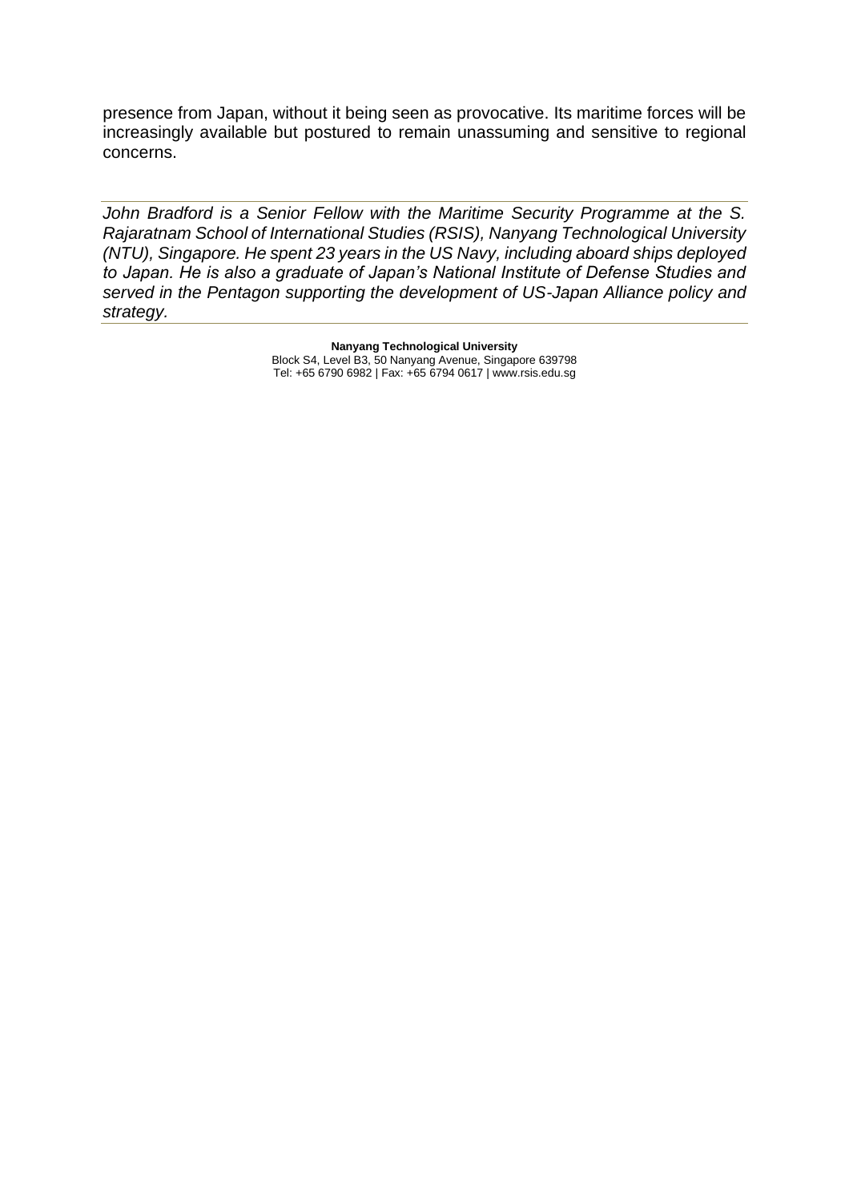presence from Japan, without it being seen as provocative. Its maritime forces will be increasingly available but postured to remain unassuming and sensitive to regional concerns.

---

*John Bradford is a Senior Fellow with the Maritime Security Programme at the S. Rajaratnam School of International Studies (RSIS), Nanyang Technological University (NTU), Singapore. He spent 23 years in the US Navy, including aboard ships deployed to Japan. He is also a graduate of Japan's National Institute of Defense Studies and served in the Pentagon supporting the development of US-Japan Alliance policy and strategy.*

---

**Nanyang Technological University**
Block S4, Level B3, 50 Nanyang Avenue, Singapore 639798
Tel: +65 6790 6982 | Fax: +65 6794 0617 | www.rsis.edu.sg